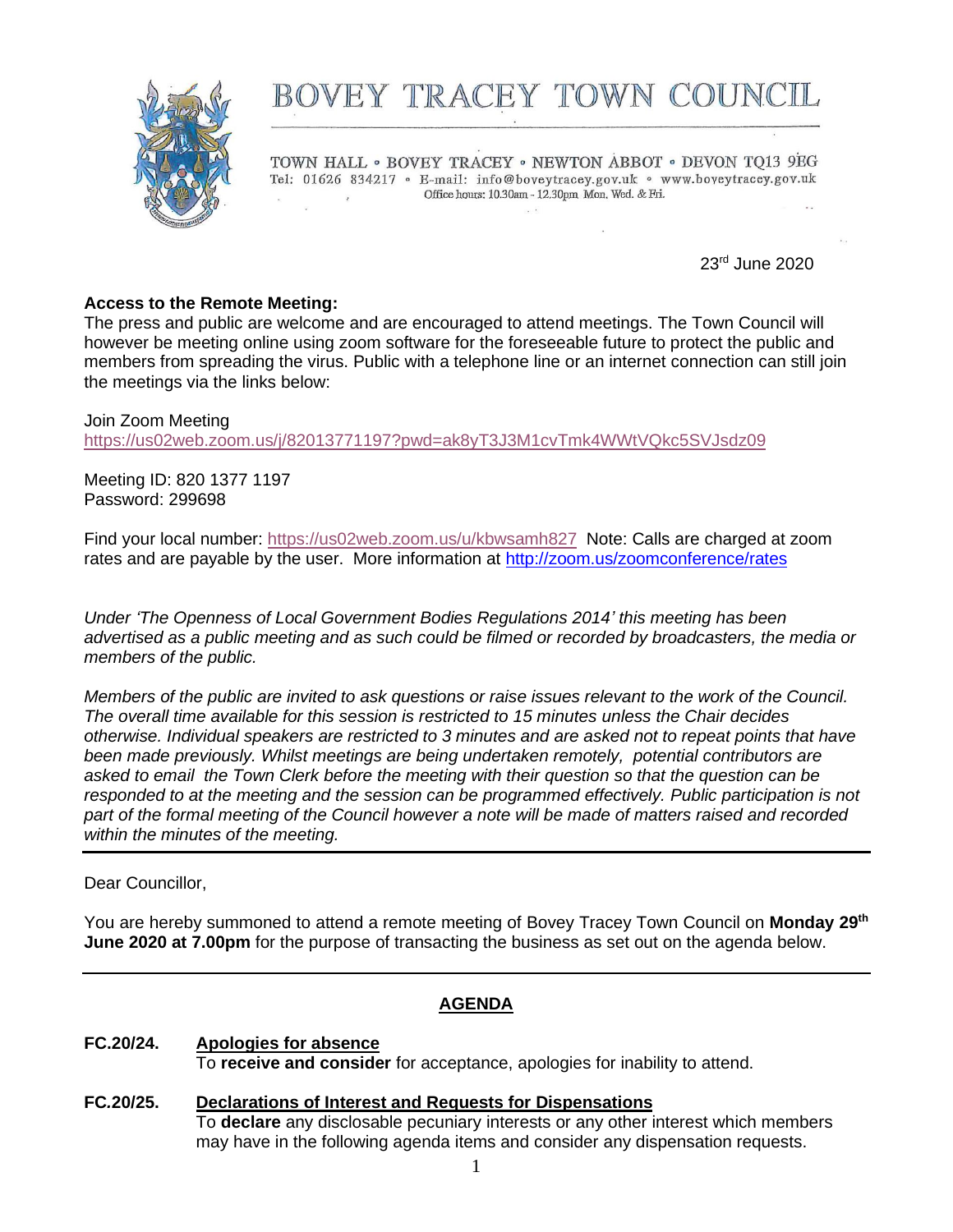# BOVEY TRACEY TOWN COUNCIL

TOWN HALL • BOVEY TRACEY • NEWTON ABBOT • DEVON TQ13 9EG
Tel: 01626 834217 • E-mail: info@boveytracey.gov.uk • www.boveytracey.gov.uk
Office hours: 10.30am - 12.30pm Mon, Wed. & Fri.

23rd June 2020

**Access to the Remote Meeting:**
The press and public are welcome and are encouraged to attend meetings. The Town Council will however be meeting online using zoom software for the foreseeable future to protect the public and members from spreading the virus. Public with a telephone line or an internet connection can still join the meetings via the links below:

Join Zoom Meeting
https://us02web.zoom.us/j/82013771197?pwd=ak8yT3J3M1cvTmk4WWtVQkc5SVJsdz09

Meeting ID: 820 1377 1197
Password: 299698

Find your local number: https://us02web.zoom.us/u/kbwsamh827 Note: Calls are charged at zoom rates and are payable by the user. More information at http://zoom.us/zoomconference/rates

*Under 'The Openness of Local Government Bodies Regulations 2014' this meeting has been advertised as a public meeting and as such could be filmed or recorded by broadcasters, the media or members of the public.*

*Members of the public are invited to ask questions or raise issues relevant to the work of the Council. The overall time available for this session is restricted to 15 minutes unless the Chair decides otherwise. Individual speakers are restricted to 3 minutes and are asked not to repeat points that have been made previously. Whilst meetings are being undertaken remotely, potential contributors are asked to email the Town Clerk before the meeting with their question so that the question can be responded to at the meeting and the session can be programmed effectively. Public participation is not part of the formal meeting of the Council however a note will be made of matters raised and recorded within the minutes of the meeting.*

---

Dear Councillor,

You are hereby summoned to attend a remote meeting of Bovey Tracey Town Council on **Monday 29th June 2020 at 7.00pm** for the purpose of transacting the business as set out on the agenda below.

---

## AGENDA

**FC.20/24. Apologies for absence**
To **receive and consider** for acceptance, apologies for inability to attend.

**FC.20/25. Declarations of Interest and Requests for Dispensations**
To **declare** any disclosable pecuniary interests or any other interest which members may have in the following agenda items and consider any dispensation requests.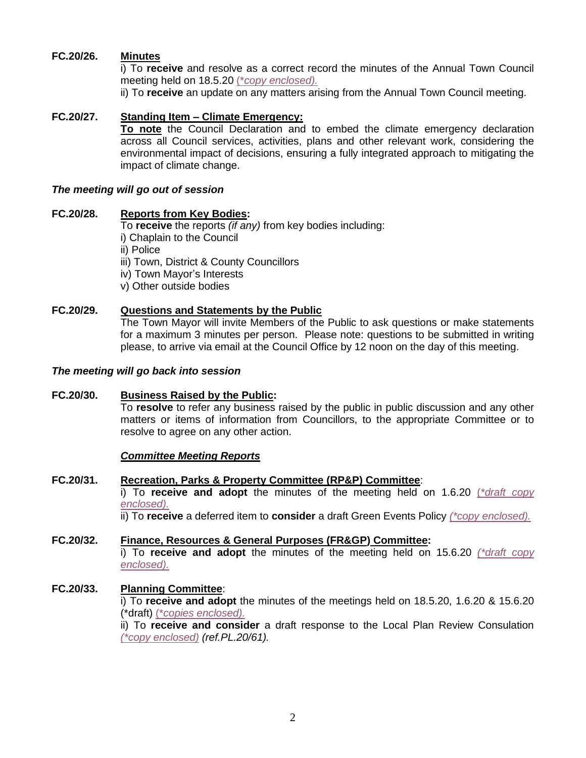**FC.20/26. <u>Minutes</u>**

i) To **receive** and resolve as a correct record the minutes of the Annual Town Council meeting held on 18.5.20 *(\*copy enclosed).*

ii) To **receive** an update on any matters arising from the Annual Town Council meeting.

**FC.20/27. <u>Standing Item – Climate Emergency:</u>**

**<u>To note</u>** the Council Declaration and to embed the climate emergency declaration across all Council services, activities, plans and other relevant work, considering the environmental impact of decisions, ensuring a fully integrated approach to mitigating the impact of climate change.

***The meeting will go out of session***

**FC.20/28. <u>Reports from Key Bodies</u>:**

To **receive** the reports *(if any)* from key bodies including:

i) Chaplain to the Council
ii) Police
iii) Town, District & County Councillors
iv) Town Mayor's Interests
v) Other outside bodies

**FC.20/29. <u>Questions and Statements by the Public</u>**

The Town Mayor will invite Members of the Public to ask questions or make statements for a maximum 3 minutes per person. Please note: questions to be submitted in writing please, to arrive via email at the Council Office by 12 noon on the day of this meeting.

***The meeting will go back into session***

**FC.20/30. <u>Business Raised by the Public</u>:**

To **resolve** to refer any business raised by the public in public discussion and any other matters or items of information from Councillors, to the appropriate Committee or to resolve to agree on any other action.

***<u>Committee Meeting Reports</u>***

**FC.20/31. <u>Recreation, Parks & Property Committee (RP&P) Committee</u>:**

i) To **receive and adopt** the minutes of the meeting held on 1.6.20 *(\*draft copy enclosed).*

ii) To **receive** a deferred item to **consider** a draft Green Events Policy *(\*copy enclosed).*

**FC.20/32. <u>Finance, Resources & General Purposes (FR&GP) Committee</u>:**

i) To **receive and adopt** the minutes of the meeting held on 15.6.20 *(\*draft copy enclosed).*

**FC.20/33. <u>Planning Committee</u>:**

i) To **receive and adopt** the minutes of the meetings held on 18.5.20, 1.6.20 & 15.6.20 (\*draft) *(\*copies enclosed).*

ii) To **receive and consider** a draft response to the Local Plan Review Consulation *(\*copy enclosed) (ref.PL.20/61).*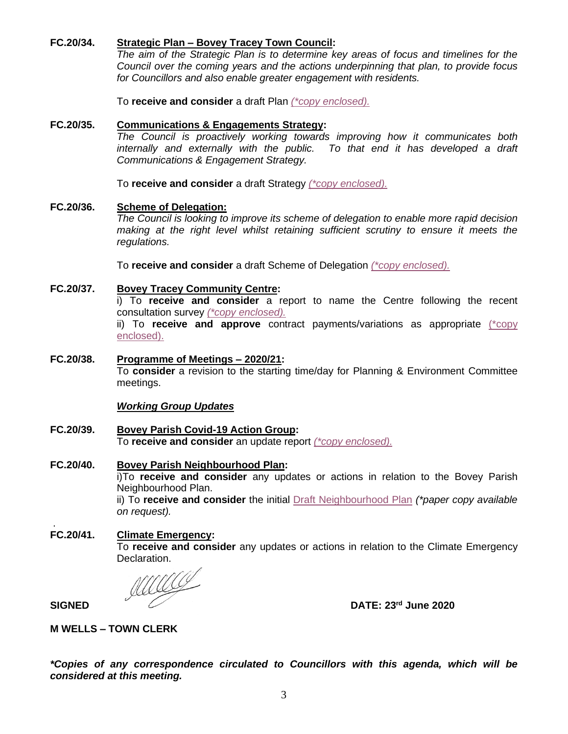**FC.20/34. Strategic Plan – Bovey Tracey Town Council:**

*The aim of the Strategic Plan is to determine key areas of focus and timelines for the Council over the coming years and the actions underpinning that plan, to provide focus for Councillors and also enable greater engagement with residents.*

To **receive and consider** a draft Plan *(\*copy enclosed).*

**FC.20/35. Communications & Engagements Strategy:**

*The Council is proactively working towards improving how it communicates both internally and externally with the public. To that end it has developed a draft Communications & Engagement Strategy.*

To **receive and consider** a draft Strategy *(\*copy enclosed).*

**FC.20/36. Scheme of Delegation:**

*The Council is looking to improve its scheme of delegation to enable more rapid decision making at the right level whilst retaining sufficient scrutiny to ensure it meets the regulations.*

To **receive and consider** a draft Scheme of Delegation *(\*copy enclosed).*

**FC.20/37. Bovey Tracey Community Centre:**

i) To **receive and consider** a report to name the Centre following the recent consultation survey *(\*copy enclosed).*

ii) To **receive and approve** contract payments/variations as appropriate (\*copy enclosed).

**FC.20/38. Programme of Meetings – 2020/21:**

To **consider** a revision to the starting time/day for Planning & Environment Committee meetings.

***Working Group Updates***

**FC.20/39. Bovey Parish Covid-19 Action Group:**

To **receive and consider** an update report *(\*copy enclosed).*

**FC.20/40. Bovey Parish Neighbourhood Plan:**

i)To **receive and consider** any updates or actions in relation to the Bovey Parish Neighbourhood Plan.

ii) To **receive and consider** the initial Draft Neighbourhood Plan *(\*paper copy available on request).*

**FC.20/41. Climate Emergency:**

To **receive and consider** any updates or actions in relation to the Climate Emergency Declaration.

**SIGNED** **DATE: 23rd June 2020**

**M WELLS – TOWN CLERK**

***\*Copies of any correspondence circulated to Councillors with this agenda, which will be considered at this meeting.***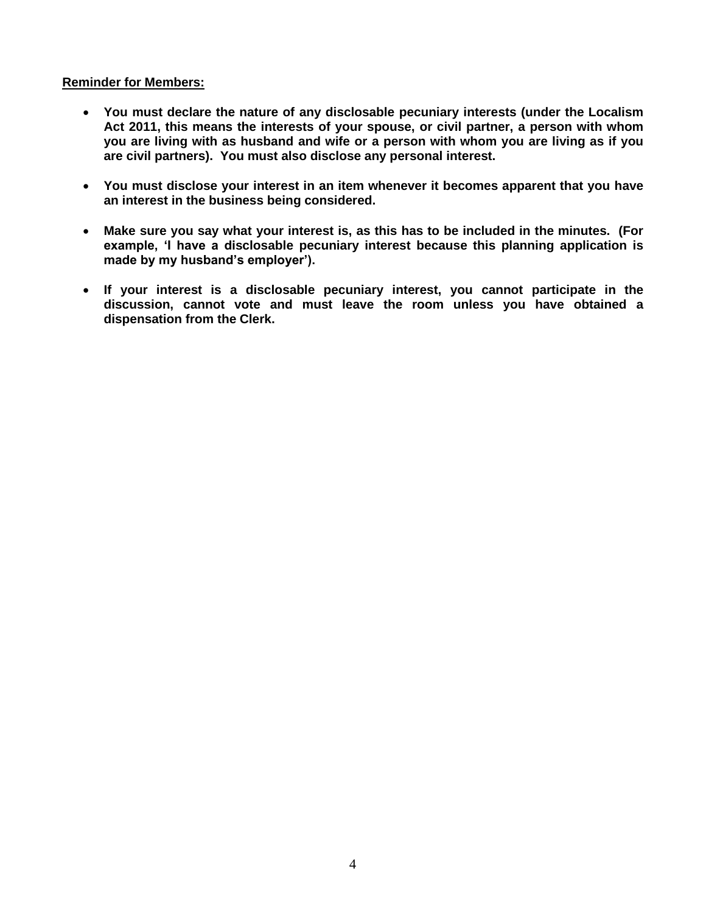**Reminder for Members:**

- **You must declare the nature of any disclosable pecuniary interests (under the Localism Act 2011, this means the interests of your spouse, or civil partner, a person with whom you are living with as husband and wife or a person with whom you are living as if you are civil partners). You must also disclose any personal interest.**

- **You must disclose your interest in an item whenever it becomes apparent that you have an interest in the business being considered.**

- **Make sure you say what your interest is, as this has to be included in the minutes. (For example, 'I have a disclosable pecuniary interest because this planning application is made by my husband's employer').**

- **If your interest is a disclosable pecuniary interest, you cannot participate in the discussion, cannot vote and must leave the room unless you have obtained a dispensation from the Clerk.**